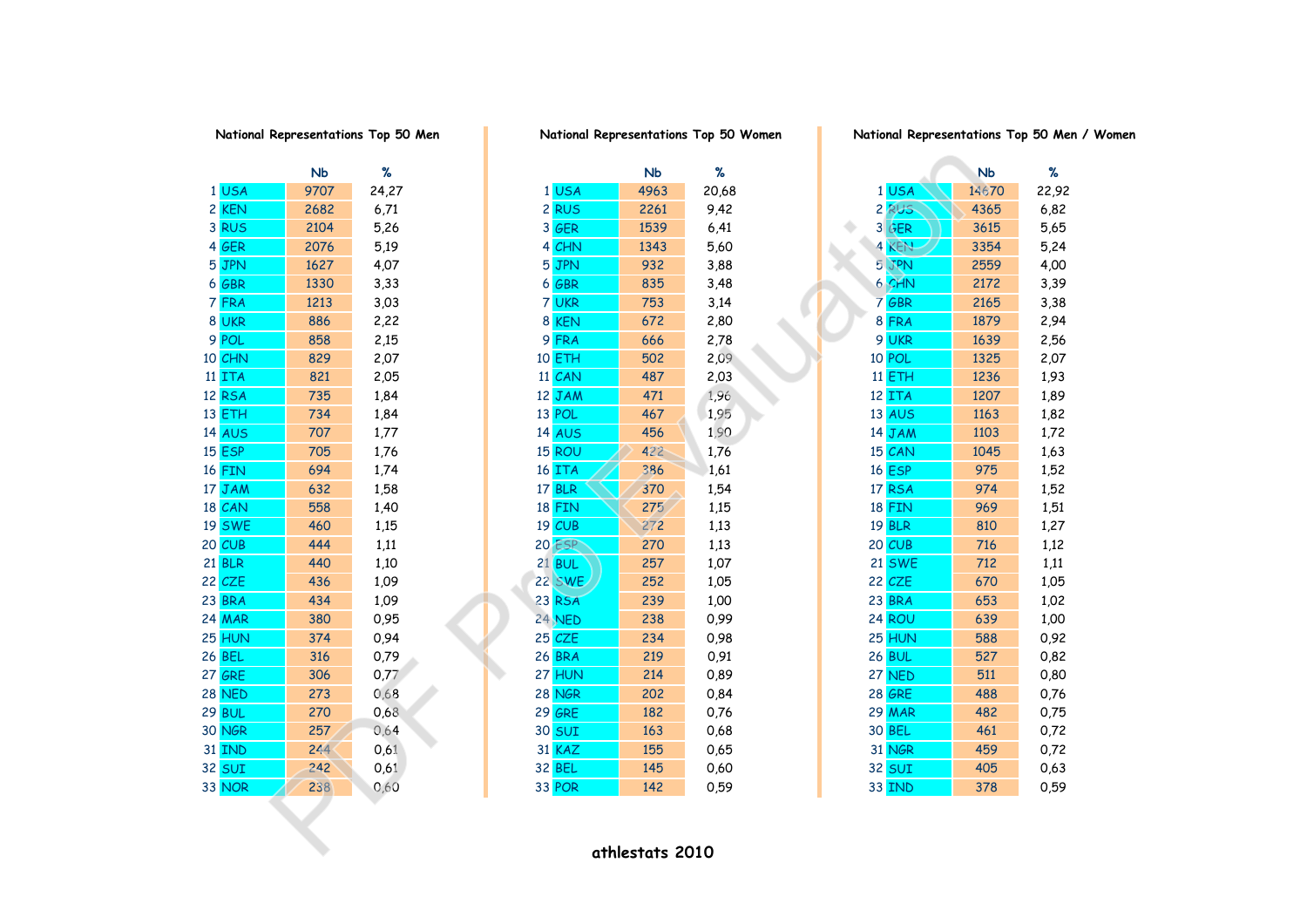### National Representations Top 50 Men

| | | Nb | % |
|---|---|---|---|
| 1 | USA | 9707 | 24,27 |
| 2 | KEN | 2682 | 6,71 |
| 3 | RUS | 2104 | 5,26 |
| 4 | GER | 2076 | 5,19 |
| 5 | JPN | 1627 | 4,07 |
| 6 | GBR | 1330 | 3,33 |
| 7 | FRA | 1213 | 3,03 |
| 8 | UKR | 886 | 2,22 |
| 9 | POL | 858 | 2,15 |
| 10 | CHN | 829 | 2,07 |
| 11 | ITA | 821 | 2,05 |
| 12 | RSA | 735 | 1,84 |
| 13 | ETH | 734 | 1,84 |
| 14 | AUS | 707 | 1,77 |
| 15 | ESP | 705 | 1,76 |
| 16 | FIN | 694 | 1,74 |
| 17 | JAM | 632 | 1,58 |
| 18 | CAN | 558 | 1,40 |
| 19 | SWE | 460 | 1,15 |
| 20 | CUB | 444 | 1,11 |
| 21 | BLR | 440 | 1,10 |
| 22 | CZE | 436 | 1,09 |
| 23 | BRA | 434 | 1,09 |
| 24 | MAR | 380 | 0,95 |
| 25 | HUN | 374 | 0,94 |
| 26 | BEL | 316 | 0,79 |
| 27 | GRE | 306 | 0,77 |
| 28 | NED | 273 | 0,68 |
| 29 | BUL | 270 | 0,68 |
| 30 | NGR | 257 | 0,64 |
| 31 | IND | 244 | 0,61 |
| 32 | SUI | 242 | 0,61 |
| 33 | NOR | 238 | 0,60 |

### National Representations Top 50 Women

| | | Nb | % |
|---|---|---|---|
| 1 | USA | 4963 | 20,68 |
| 2 | RUS | 2261 | 9,42 |
| 3 | GER | 1539 | 6,41 |
| 4 | CHN | 1343 | 5,60 |
| 5 | JPN | 932 | 3,88 |
| 6 | GBR | 835 | 3,48 |
| 7 | UKR | 753 | 3,14 |
| 8 | KEN | 672 | 2,80 |
| 9 | FRA | 666 | 2,78 |
| 10 | ETH | 502 | 2,09 |
| 11 | CAN | 487 | 2,03 |
| 12 | JAM | 471 | 1,96 |
| 13 | POL | 467 | 1,95 |
| 14 | AUS | 456 | 1,90 |
| 15 | ROU | 422 | 1,76 |
| 16 | ITA | 386 | 1,61 |
| 17 | BLR | 370 | 1,54 |
| 18 | FIN | 275 | 1,15 |
| 19 | CUB | 272 | 1,13 |
| 20 | ESP | 270 | 1,13 |
| 21 | BUL | 257 | 1,07 |
| 22 | SWE | 252 | 1,05 |
| 23 | RSA | 239 | 1,00 |
| 24 | NED | 238 | 0,99 |
| 25 | CZE | 234 | 0,98 |
| 26 | BRA | 219 | 0,91 |
| 27 | HUN | 214 | 0,89 |
| 28 | NGR | 202 | 0,84 |
| 29 | GRE | 182 | 0,76 |
| 30 | SUI | 163 | 0,68 |
| 31 | KAZ | 155 | 0,65 |
| 32 | BEL | 145 | 0,60 |
| 33 | POR | 142 | 0,59 |

### National Representations Top 50 Men / Women

| | | Nb | % |
|---|---|---|---|
| 1 | USA | 14670 | 22,92 |
| 2 | RUS | 4365 | 6,82 |
| 3 | GER | 3615 | 5,65 |
| 4 | KEN | 3354 | 5,24 |
| 5 | JPN | 2559 | 4,00 |
| 6 | CHN | 2172 | 3,39 |
| 7 | GBR | 2165 | 3,38 |
| 8 | FRA | 1879 | 2,94 |
| 9 | UKR | 1639 | 2,56 |
| 10 | POL | 1325 | 2,07 |
| 11 | ETH | 1236 | 1,93 |
| 12 | ITA | 1207 | 1,89 |
| 13 | AUS | 1163 | 1,82 |
| 14 | JAM | 1103 | 1,72 |
| 15 | CAN | 1045 | 1,63 |
| 16 | ESP | 975 | 1,52 |
| 17 | RSA | 974 | 1,52 |
| 18 | FIN | 969 | 1,51 |
| 19 | BLR | 810 | 1,27 |
| 20 | CUB | 716 | 1,12 |
| 21 | SWE | 712 | 1,11 |
| 22 | CZE | 670 | 1,05 |
| 23 | BRA | 653 | 1,02 |
| 24 | ROU | 639 | 1,00 |
| 25 | HUN | 588 | 0,92 |
| 26 | BUL | 527 | 0,82 |
| 27 | NED | 511 | 0,80 |
| 28 | GRE | 488 | 0,76 |
| 29 | MAR | 482 | 0,75 |
| 30 | BEL | 461 | 0,72 |
| 31 | NGR | 459 | 0,72 |
| 32 | SUI | 405 | 0,63 |
| 33 | IND | 378 | 0,59 |

**athlestats 2010**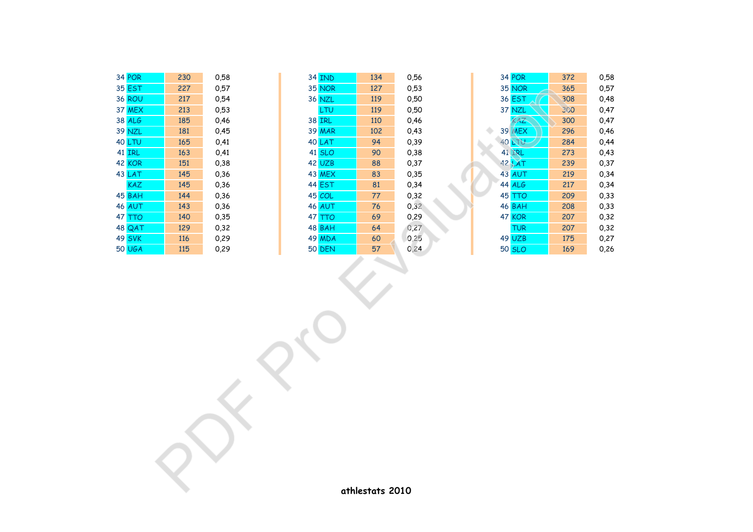| | | | |
|---|---|---|---|
| 34 | POR | 230 | 0,58 |
| 35 | EST | 227 | 0,57 |
| 36 | ROU | 217 | 0,54 |
| 37 | MEX | 213 | 0,53 |
| 38 | ALG | 185 | 0,46 |
| 39 | NZL | 181 | 0,45 |
| 40 | LTU | 165 | 0,41 |
| 41 | IRL | 163 | 0,41 |
| 42 | KOR | 151 | 0,38 |
| 43 | LAT | 145 | 0,36 |
| | KAZ | 145 | 0,36 |
| 45 | BAH | 144 | 0,36 |
| 46 | AUT | 143 | 0,36 |
| 47 | TTO | 140 | 0,35 |
| 48 | QAT | 129 | 0,32 |
| 49 | SVK | 116 | 0,29 |
| 50 | UGA | 115 | 0,29 |

| | | | |
|---|---|---|---|
| 34 | IND | 134 | 0,56 |
| 35 | NOR | 127 | 0,53 |
| 36 | NZL | 119 | 0,50 |
| | LTU | 119 | 0,50 |
| 38 | IRL | 110 | 0,46 |
| 39 | MAR | 102 | 0,43 |
| 40 | LAT | 94 | 0,39 |
| 41 | SLO | 90 | 0,38 |
| 42 | UZB | 88 | 0,37 |
| 43 | MEX | 83 | 0,35 |
| 44 | EST | 81 | 0,34 |
| 45 | COL | 77 | 0,32 |
| 46 | AUT | 76 | 0,32 |
| 47 | TTO | 69 | 0,29 |
| 48 | BAH | 64 | 0,27 |
| 49 | MDA | 60 | 0,25 |
| 50 | DEN | 57 | 0,24 |

| | | | |
|---|---|---|---|
| 34 | POR | 372 | 0,58 |
| 35 | NOR | 365 | 0,57 |
| 36 | EST | 308 | 0,48 |
| 37 | NZL | 300 | 0,47 |
| | KAZ | 300 | 0,47 |
| 39 | MEX | 296 | 0,46 |
| 40 | LTU | 284 | 0,44 |
| 41 | IRL | 273 | 0,43 |
| 42 | LAT | 239 | 0,37 |
| 43 | AUT | 219 | 0,34 |
| 44 | ALG | 217 | 0,34 |
| 45 | TTO | 209 | 0,33 |
| 46 | BAH | 208 | 0,33 |
| 47 | KOR | 207 | 0,32 |
| | TUR | 207 | 0,32 |
| 49 | UZB | 175 | 0,27 |
| 50 | SLO | 169 | 0,26 |

**athlestats 2010**